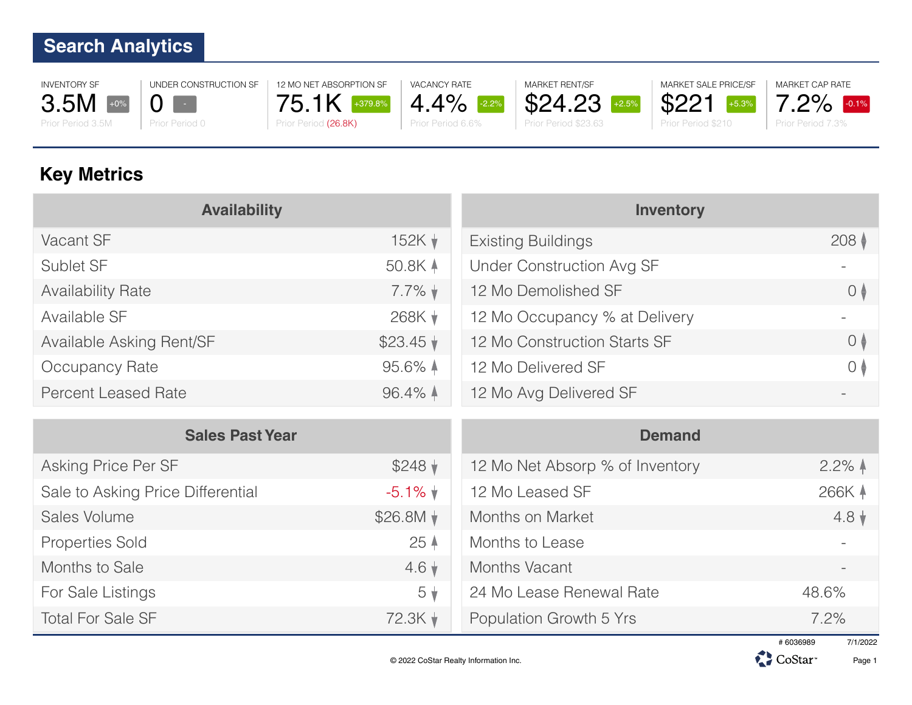## Search Analytics

| INVENTORY SF | UNDER CONSTRUCTION SF | 12 MO NET ABSORPTION SF | VACANCY RATE | MARKET RENT/SF | MARKET SALE PRICE/SF | MARKET CAP RATE |
|---|---|---|---|---|---|---|
| 3.5M +0% | 0 - | 75.1K +379.8% | 4.4% -2.2% | $24.23 +2.5% | $221 +5.3% | 7.2% -0.1% |
| Prior Period 3.5M | Prior Period 0 | Prior Period (26.8K) | Prior Period 6.6% | Prior Period $23.63 | Prior Period $210 | Prior Period 7.3% |

## Key Metrics

| Availability | |
|---|---|
| Vacant SF | 152K ↓ |
| Sublet SF | 50.8K ↑ |
| Availability Rate | 7.7% ↓ |
| Available SF | 268K ↓ |
| Available Asking Rent/SF | $23.45 ↓ |
| Occupancy Rate | 95.6% ↑ |
| Percent Leased Rate | 96.4% ↑ |

| Inventory | |
|---|---|
| Existing Buildings | 208 ↕ |
| Under Construction Avg SF | - |
| 12 Mo Demolished SF | 0 ↕ |
| 12 Mo Occupancy % at Delivery | - |
| 12 Mo Construction Starts SF | 0 ↕ |
| 12 Mo Delivered SF | 0 ↕ |
| 12 Mo Avg Delivered SF | - |

| Sales Past Year | |
|---|---|
| Asking Price Per SF | $248 ↓ |
| Sale to Asking Price Differential | -5.1% ↓ |
| Sales Volume | $26.8M ↓ |
| Properties Sold | 25 ↑ |
| Months to Sale | 4.6 ↓ |
| For Sale Listings | 5 ↓ |
| Total For Sale SF | 72.3K ↓ |

| Demand | |
|---|---|
| 12 Mo Net Absorp % of Inventory | 2.2% ↑ |
| 12 Mo Leased SF | 266K ↑ |
| Months on Market | 4.8 ↓ |
| Months to Lease | - |
| Months Vacant | - |
| 24 Mo Lease Renewal Rate | 48.6% |
| Population Growth 5 Yrs | 7.2% |

# 6036989 7/1/2022

© 2022 CoStar Realty Information Inc.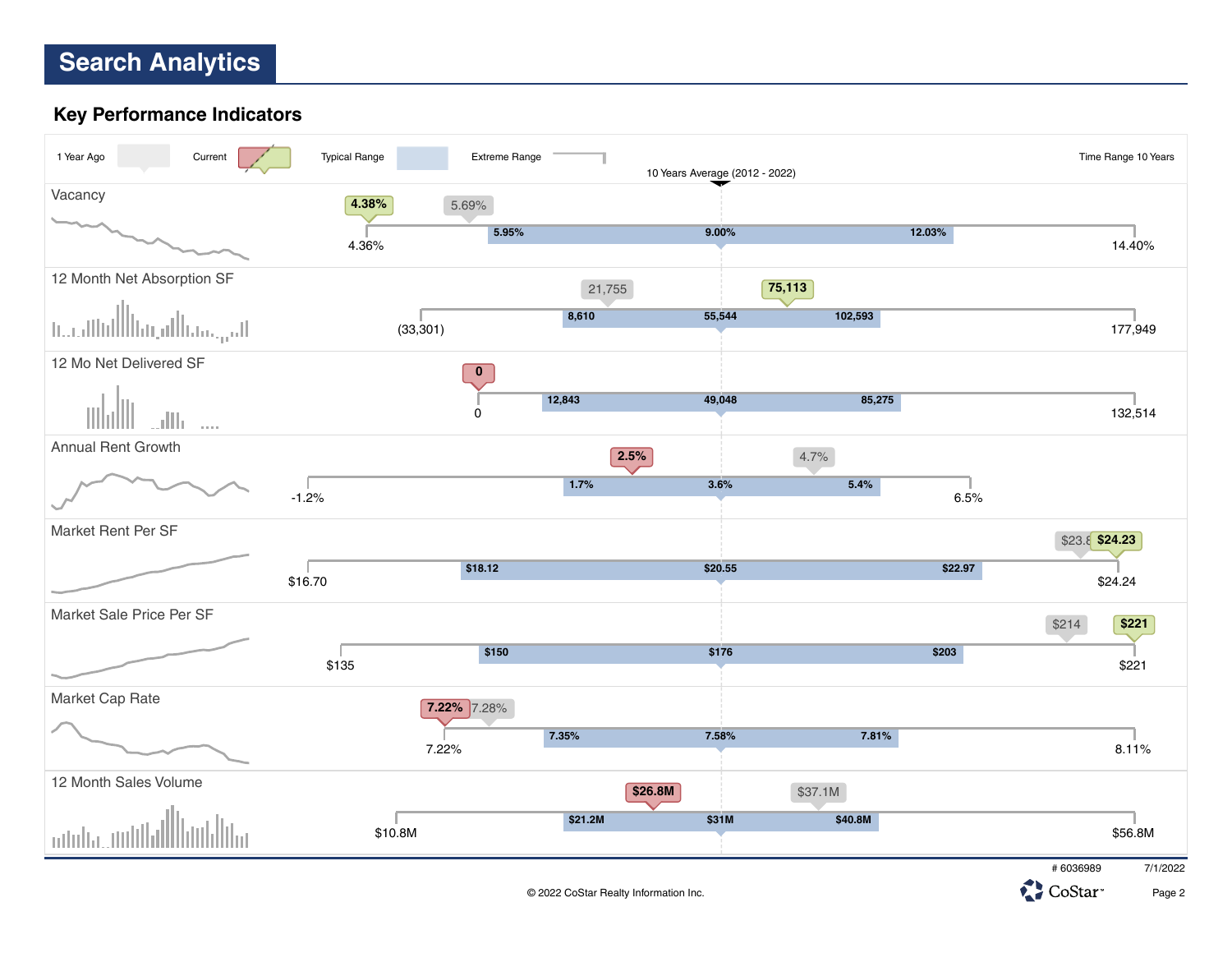# Search Analytics

## Key Performance Indicators

1 Year Ago | Current | Typical Range | Extreme Range | Time Range 10 Years

10 Years Average (2012 - 2022)

| Indicator | 1 Year Ago | Current | Extreme Low | Typical Low | 10 Years Average | Typical High | Extreme High |
|---|---|---|---|---|---|---|---|
| Vacancy | 5.69% | 4.38% | 4.36% | 5.95% | 9.00% | 12.03% | 14.40% |
| 12 Month Net Absorption SF | 21,755 | 75,113 | (33,301) | 8,610 | 55,544 | 102,593 | 177,949 |
| 12 Mo Net Delivered SF | | 0 | 0 | 12,843 | 49,048 | 85,275 | 132,514 |
| Annual Rent Growth | 4.7% | 2.5% | -1.2% | 1.7% | 3.6% | 5.4% | 6.5% |
| Market Rent Per SF | $23.8 | $24.23 | $16.70 | $18.12 | $20.55 | $22.97 | $24.24 |
| Market Sale Price Per SF | $214 | $221 | $135 | $150 | $176 | $203 | $221 |
| Market Cap Rate | 7.28% | 7.22% | 7.22% | 7.35% | 7.58% | 7.81% | 8.11% |
| 12 Month Sales Volume | $37.1M | $26.8M | $10.8M | $21.2M | $31M | $40.8M | $56.8M |

# 6036989 7/1/2022

© 2022 CoStar Realty Information Inc.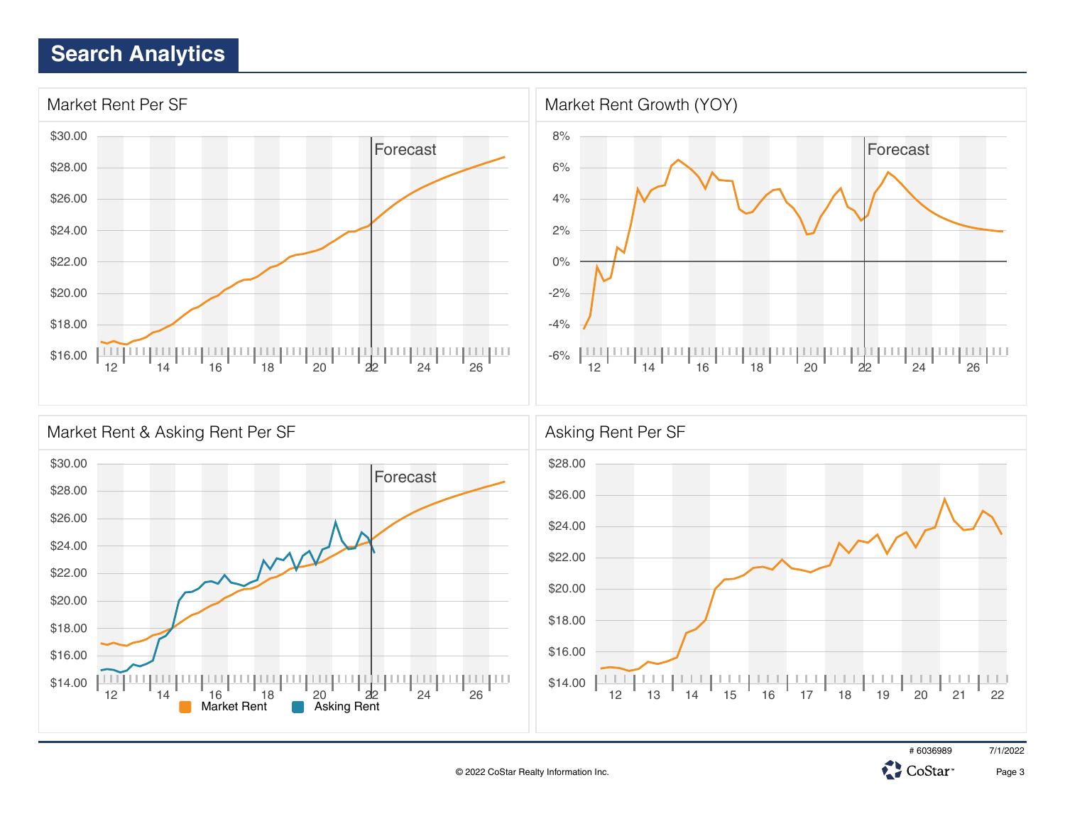# Search Analytics

## Market Rent Per SF

$30.00
$28.00
$26.00
$24.00
$22.00
$20.00
$18.00
$16.00

Forecast

12 14 16 18 20 22 24 26

## Market Rent Growth (YOY)

8%
6%
4%
2%
0%
-2%
-4%
-6%

Forecast

12 14 16 18 20 22 24 26

## Market Rent & Asking Rent Per SF

$30.00
$28.00
$26.00
$24.00
$22.00
$20.00
$18.00
$16.00
$14.00

Forecast

12 14 16 18 20 22 24 26

Market Rent    Asking Rent

## Asking Rent Per SF

$28.00
$26.00
$24.00
$22.00
$20.00
$18.00
$16.00
$14.00

12 13 14 15 16 17 18 19 20 21 22

# 6036989    7/1/2022

© 2022 CoStar Realty Information Inc.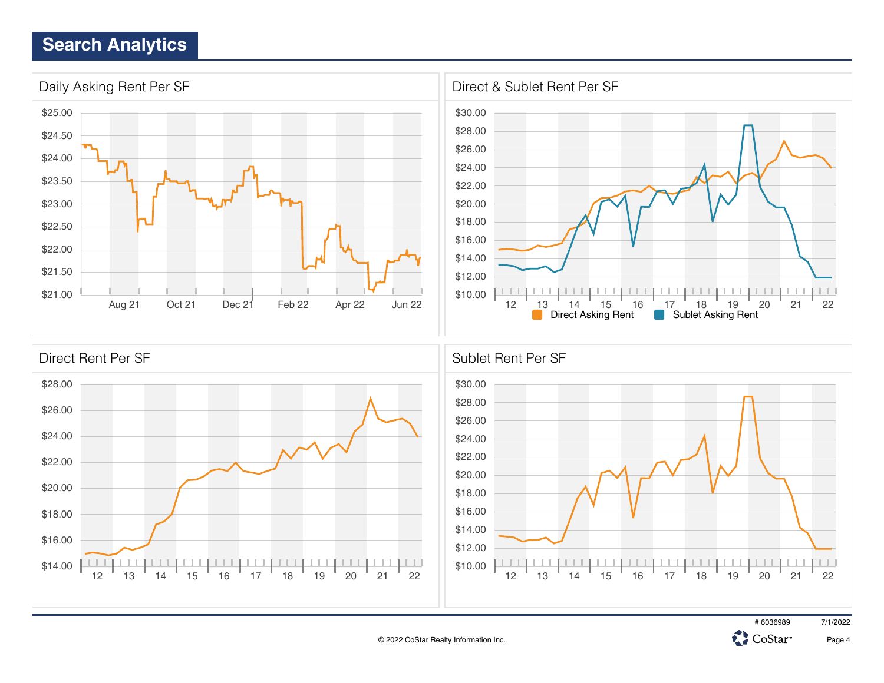# Search Analytics

## Daily Asking Rent Per SF

$25.00
$24.50
$24.00
$23.50
$23.00
$22.50
$22.00
$21.50
$21.00

Aug 21 | Oct 21 | Dec 21 | Feb 22 | Apr 22 | Jun 22

## Direct & Sublet Rent Per SF

$30.00
$28.00
$26.00
$24.00
$22.00
$20.00
$18.00
$16.00
$14.00
$12.00
$10.00

12 | 13 | 14 | 15 | 16 | 17 | 18 | 19 | 20 | 21 | 22

Direct Asking Rent | Sublet Asking Rent

## Direct Rent Per SF

$28.00
$26.00
$24.00
$22.00
$20.00
$18.00
$16.00
$14.00

12 | 13 | 14 | 15 | 16 | 17 | 18 | 19 | 20 | 21 | 22

## Sublet Rent Per SF

$30.00
$28.00
$26.00
$24.00
$22.00
$20.00
$18.00
$16.00
$14.00
$12.00
$10.00

12 | 13 | 14 | 15 | 16 | 17 | 18 | 19 | 20 | 21 | 22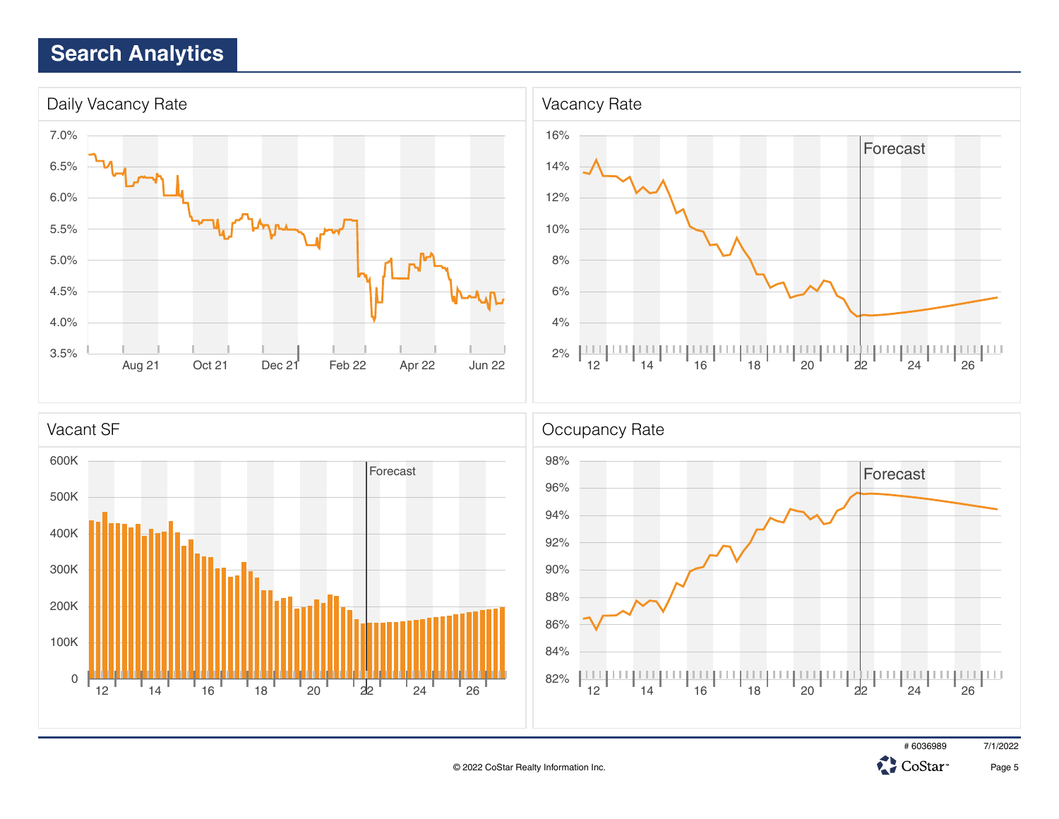# Search Analytics

## Daily Vacancy Rate

7.0%
6.5%
6.0%
5.5%
5.0%
4.5%
4.0%
3.5%

Aug 21 Oct 21 Dec 21 Feb 22 Apr 22 Jun 22

## Vacancy Rate

Forecast

16%
14%
12%
10%
8%
6%
4%
2%

12 14 16 18 20 22 24 26

## Vacant SF

Forecast

600K
500K
400K
300K
200K
100K
0

12 14 16 18 20 22 24 26

## Occupancy Rate

Forecast

98%
96%
94%
92%
90%
88%
86%
84%
82%

12 14 16 18 20 22 24 26

# 6036989 7/1/2022

© 2022 CoStar Realty Information Inc.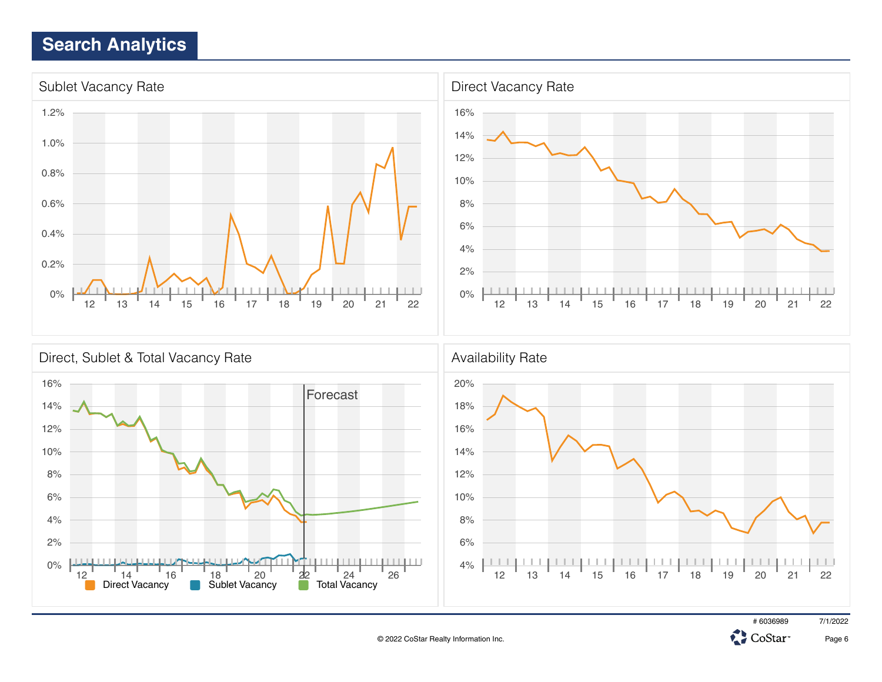# Search Analytics

## Sublet Vacancy Rate

1.2%
1.0%
0.8%
0.6%
0.4%
0.2%
0%

12 13 14 15 16 17 18 19 20 21 22

## Direct Vacancy Rate

16%
14%
12%
10%
8%
6%
4%
2%
0%

12 13 14 15 16 17 18 19 20 21 22

## Direct, Sublet & Total Vacancy Rate

16%
14%
12%
10%
8%
6%
4%
2%
0%

Forecast

12 14 16 18 20 22 24 26

Direct Vacancy   Sublet Vacancy   Total Vacancy

## Availability Rate

20%
18%
16%
14%
12%
10%
8%
6%
4%

12 13 14 15 16 17 18 19 20 21 22

# 6036989 7/1/2022

© 2022 CoStar Realty Information Inc.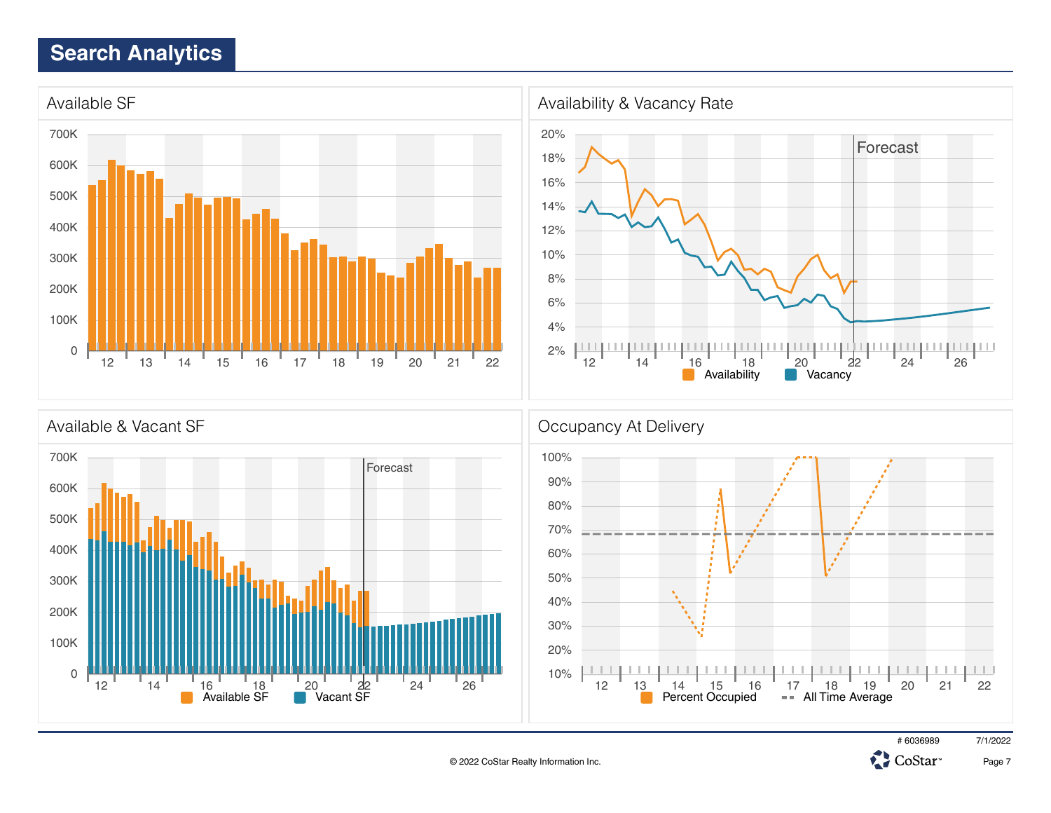# Search Analytics

## Available SF

700K
600K
500K
400K
300K
200K
100K
0

12 13 14 15 16 17 18 19 20 21 22

## Availability & Vacancy Rate

Forecast

20%
18%
16%
14%
12%
10%
8%
6%
4%
2%

12 14 16 18 20 22 24 26

Availability  Vacancy

## Available & Vacant SF

Forecast

700K
600K
500K
400K
300K
200K
100K
0

12 14 16 18 20 22 24 26

Available SF  Vacant SF

## Occupancy At Delivery

100%
90%
80%
70%
60%
50%
40%
30%
20%
10%

12 13 14 15 16 17 18 19 20 21 22

Percent Occupied  All Time Average

# 6036989  7/1/2022

© 2022 CoStar Realty Information Inc.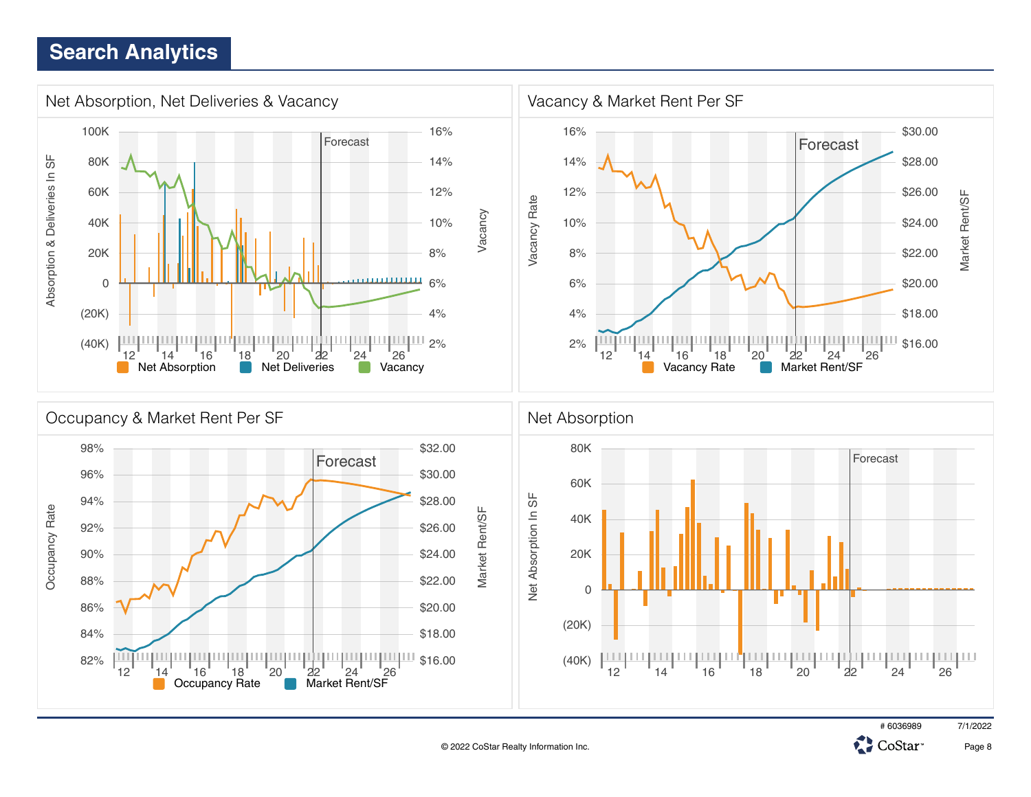# Search Analytics

## Net Absorption, Net Deliveries & Vacancy

Absorption & Deliveries In SF: 100K, 80K, 60K, 40K, 20K, 0, (20K), (40K)

Vacancy: 16%, 14%, 12%, 10%, 8%, 6%, 4%, 2%

Forecast

12 14 16 18 20 22 24 26

Net Absorption   Net Deliveries   Vacancy

## Vacancy & Market Rent Per SF

Vacancy Rate: 16%, 14%, 12%, 10%, 8%, 6%, 4%, 2%

Market Rent/SF: $30.00, $28.00, $26.00, $24.00, $22.00, $20.00, $18.00, $16.00

Forecast

12 14 16 18 20 22 24 26

Vacancy Rate   Market Rent/SF

## Occupancy & Market Rent Per SF

Occupancy Rate: 98%, 96%, 94%, 92%, 90%, 88%, 86%, 84%, 82%

Market Rent/SF: $32.00, $30.00, $28.00, $26.00, $24.00, $22.00, $20.00, $18.00, $16.00

Forecast

12 14 16 18 20 22 24 26

Occupancy Rate   Market Rent/SF

## Net Absorption

Net Absorption In SF: 80K, 60K, 40K, 20K, 0, (20K), (40K)

Forecast

12 14 16 18 20 22 24 26

# 6036989   7/1/2022

© 2022 CoStar Realty Information Inc.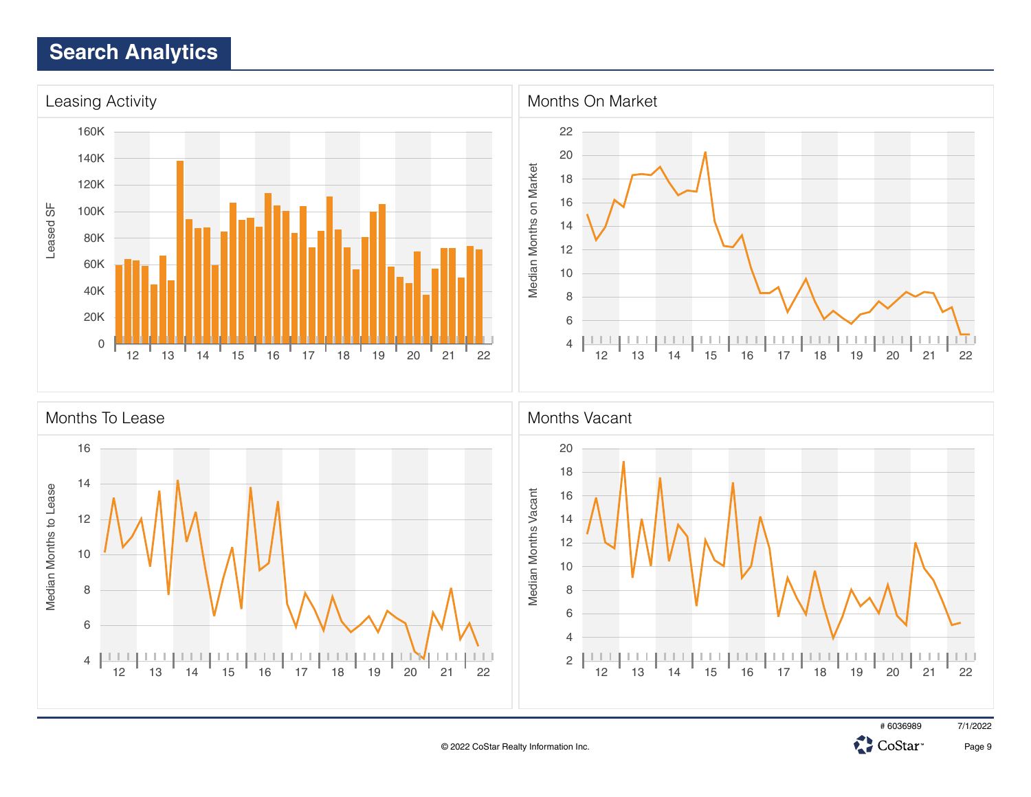# Search Analytics

## Leasing Activity

Leased SF

## Months On Market

Median Months on Market

## Months To Lease

Median Months to Lease

## Months Vacant

Median Months Vacant

# 6036989 7/1/2022

© 2022 CoStar Realty Information Inc.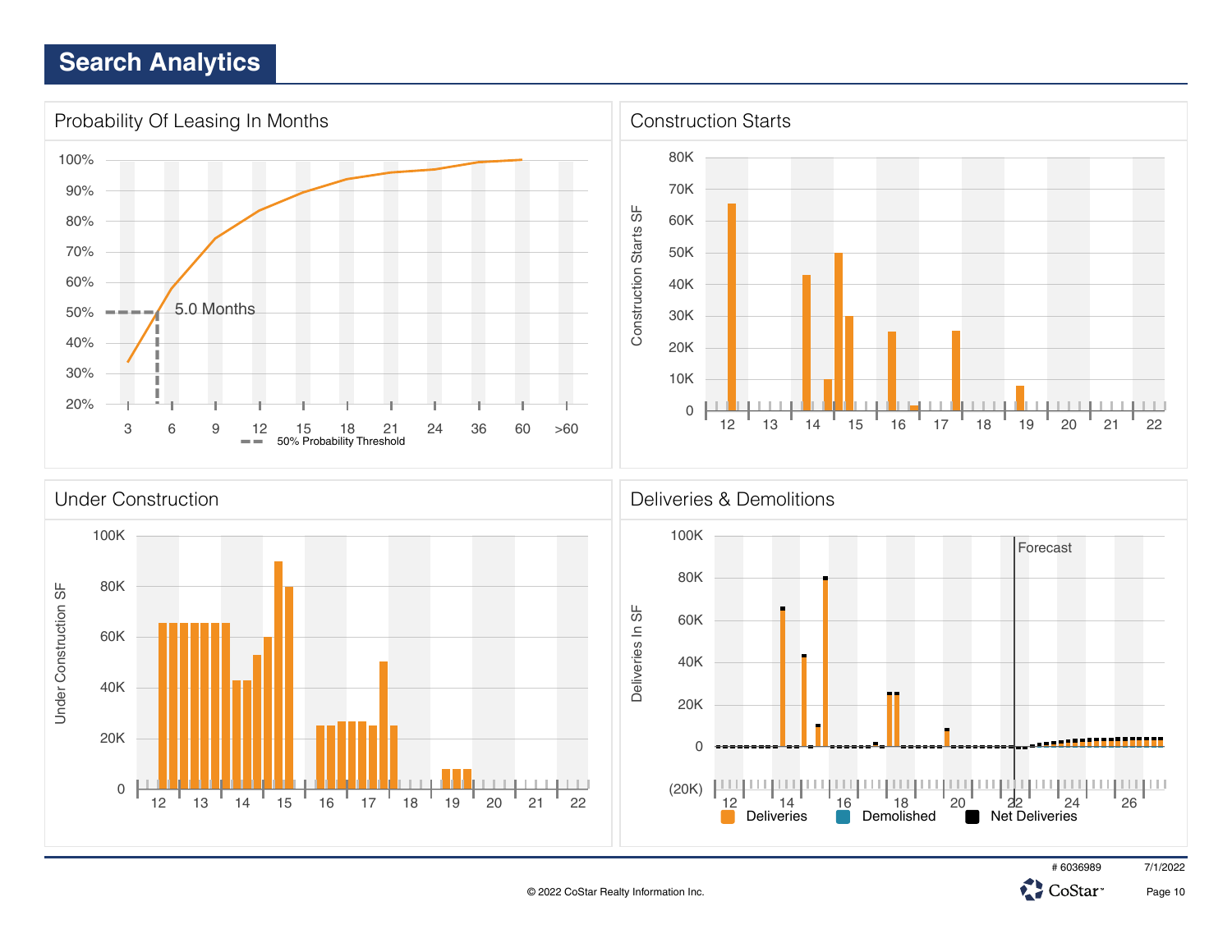# Search Analytics

## Probability Of Leasing In Months

100%
90%
80%
70%
60%
50%
40%
30%
20%

5.0 Months

3 6 9 12 15 18 21 24 36 60 >60

50% Probability Threshold

## Construction Starts

Construction Starts SF

80K
70K
60K
50K
40K
30K
20K
10K
0

12 13 14 15 16 17 18 19 20 21 22

## Under Construction

Under Construction SF

100K
80K
60K
40K
20K
0

12 13 14 15 16 17 18 19 20 21 22

## Deliveries & Demolitions

Deliveries In SF

100K
80K
60K
40K
20K
0
(20K)

Forecast

12 14 16 18 20 22 24 26

Deliveries Demolished Net Deliveries

# 6036989 7/1/2022

© 2022 CoStar Realty Information Inc.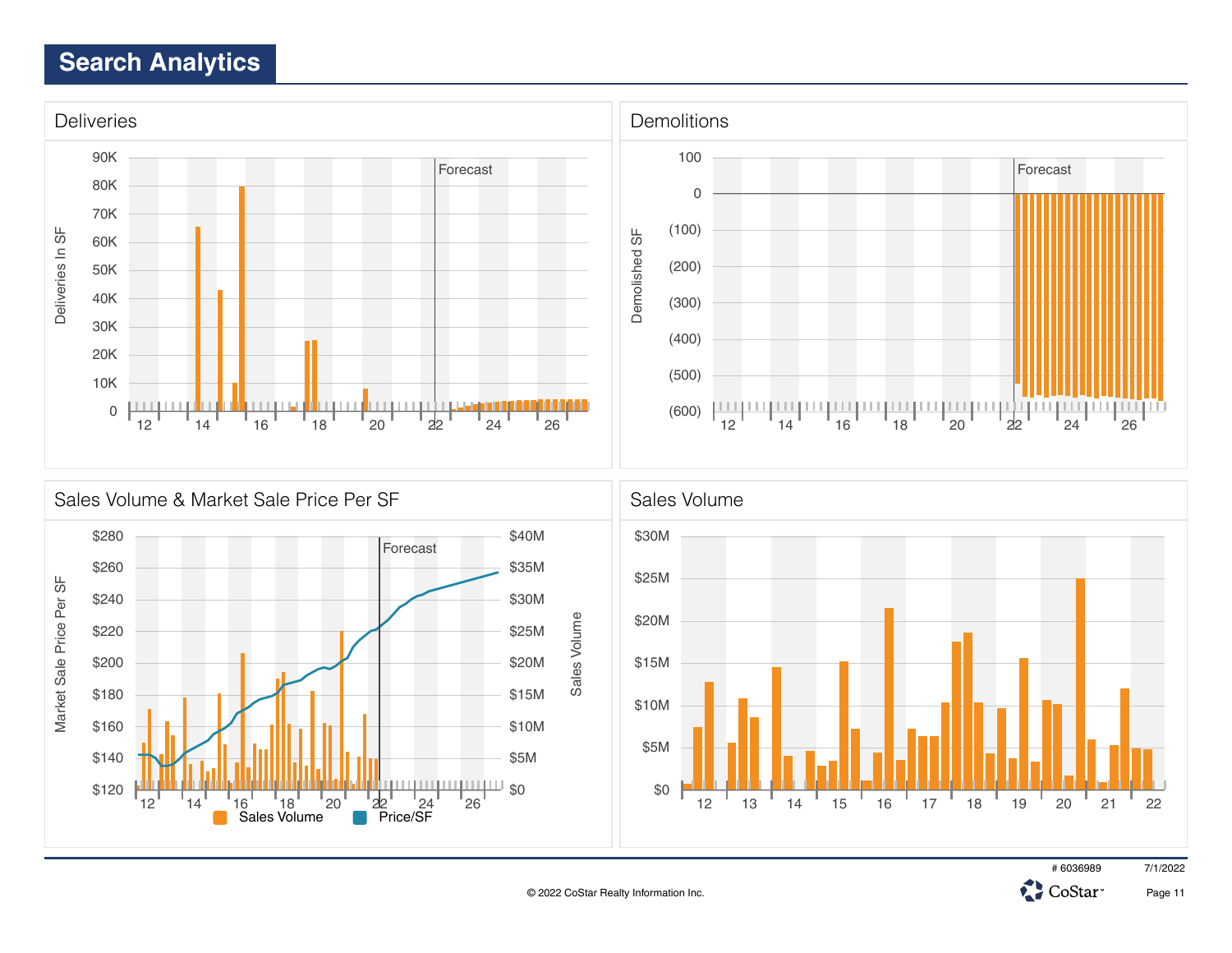# Search Analytics

## Deliveries

Deliveries In SF

90K, 80K, 70K, 60K, 50K, 40K, 30K, 20K, 10K, 0

Forecast

12, 14, 16, 18, 20, 22, 24, 26

## Demolitions

Demolished SF

100, 0, (100), (200), (300), (400), (500), (600)

Forecast

12, 14, 16, 18, 20, 22, 24, 26

## Sales Volume & Market Sale Price Per SF

Market Sale Price Per SF

$280, $260, $240, $220, $200, $180, $160, $140, $120

Sales Volume

$40M, $35M, $30M, $25M, $20M, $15M, $10M, $5M, $0

Forecast

12, 14, 16, 18, 20, 22, 24, 26

Sales Volume, Price/SF

## Sales Volume

$30M, $25M, $20M, $15M, $10M, $5M, $0

12, 13, 14, 15, 16, 17, 18, 19, 20, 21, 22

# 6036989 7/1/2022

© 2022 CoStar Realty Information Inc.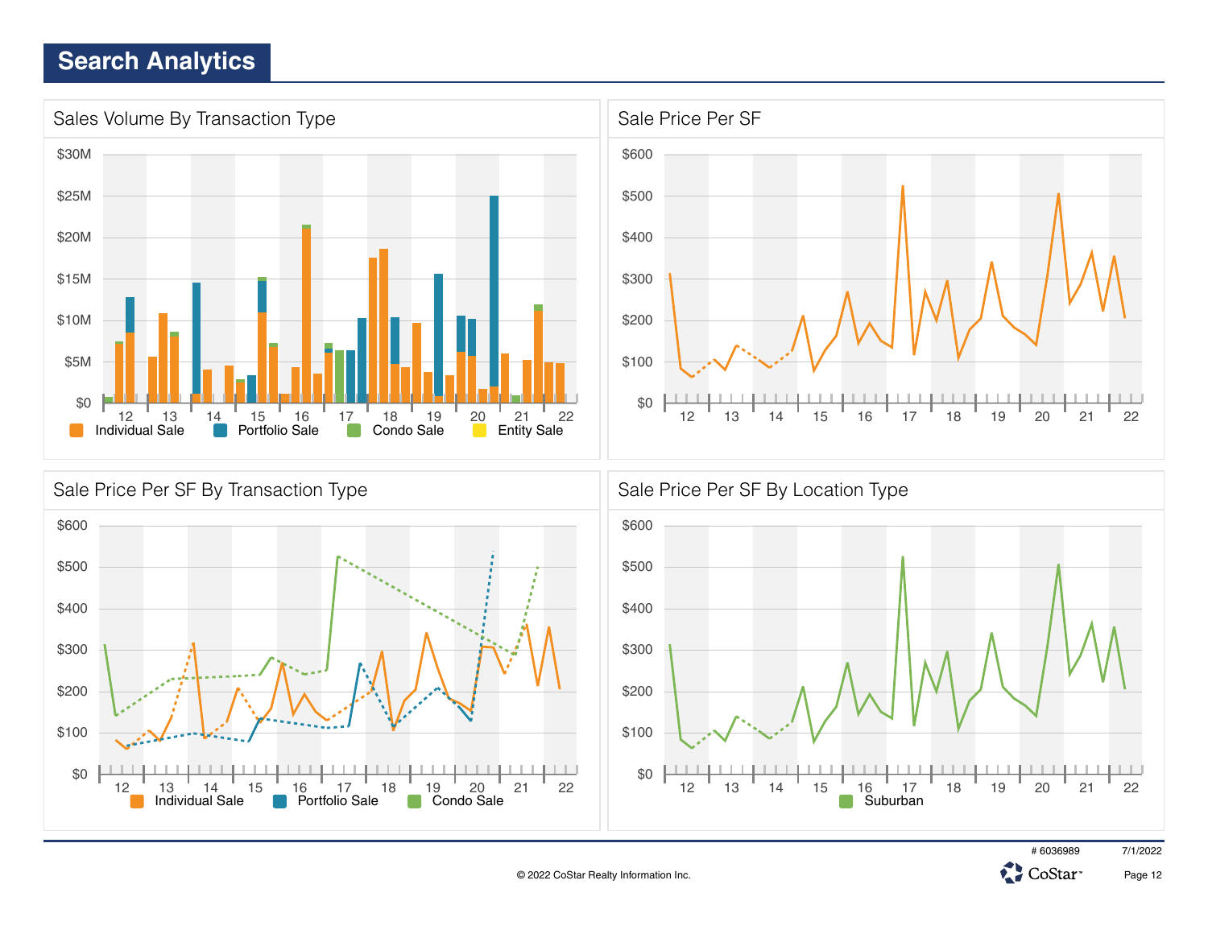# Search Analytics

## Sales Volume By Transaction Type

$30M, $25M, $20M, $15M, $10M, $5M, $0

12 13 14 15 16 17 18 19 20 21 22

Individual Sale | Portfolio Sale | Condo Sale | Entity Sale

## Sale Price Per SF

$600, $500, $400, $300, $200, $100, $0

12 13 14 15 16 17 18 19 20 21 22

## Sale Price Per SF By Transaction Type

$600, $500, $400, $300, $200, $100, $0

12 13 14 15 16 17 18 19 20 21 22

Individual Sale | Portfolio Sale | Condo Sale

## Sale Price Per SF By Location Type

$600, $500, $400, $300, $200, $100, $0

12 13 14 15 16 17 18 19 20 21 22

Suburban

# 6036989 7/1/2022

© 2022 CoStar Realty Information Inc.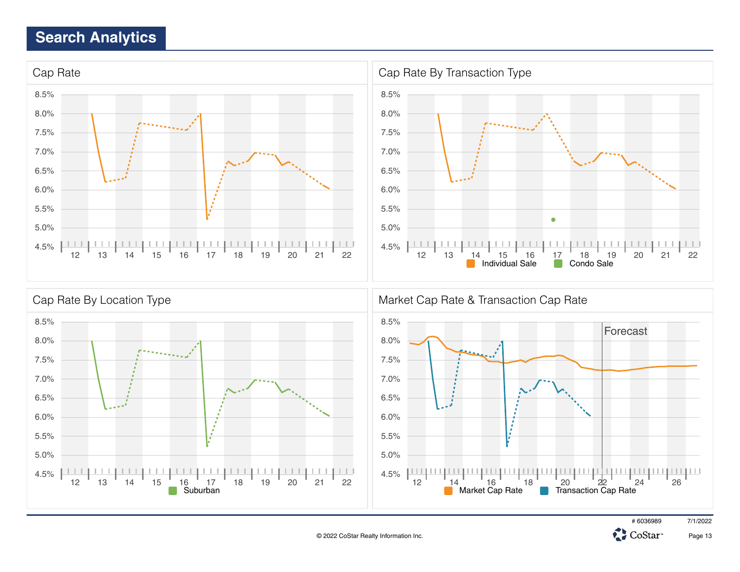## Search Analytics

### Cap Rate

8.5%
8.0%
7.5%
7.0%
6.5%
6.0%
5.5%
5.0%
4.5%

12 13 14 15 16 17 18 19 20 21 22

### Cap Rate By Transaction Type

8.5%
8.0%
7.5%
7.0%
6.5%
6.0%
5.5%
5.0%
4.5%

12 13 14 15 16 17 18 19 20 21 22

Individual Sale   Condo Sale

### Cap Rate By Location Type

8.5%
8.0%
7.5%
7.0%
6.5%
6.0%
5.5%
5.0%
4.5%

12 13 14 15 16 17 18 19 20 21 22

Suburban

### Market Cap Rate & Transaction Cap Rate

Forecast

8.5%
8.0%
7.5%
7.0%
6.5%
6.0%
5.5%
5.0%
4.5%

12 14 16 18 20 22 24 26

Market Cap Rate   Transaction Cap Rate

# 6036989   7/1/2022

© 2022 CoStar Realty Information Inc.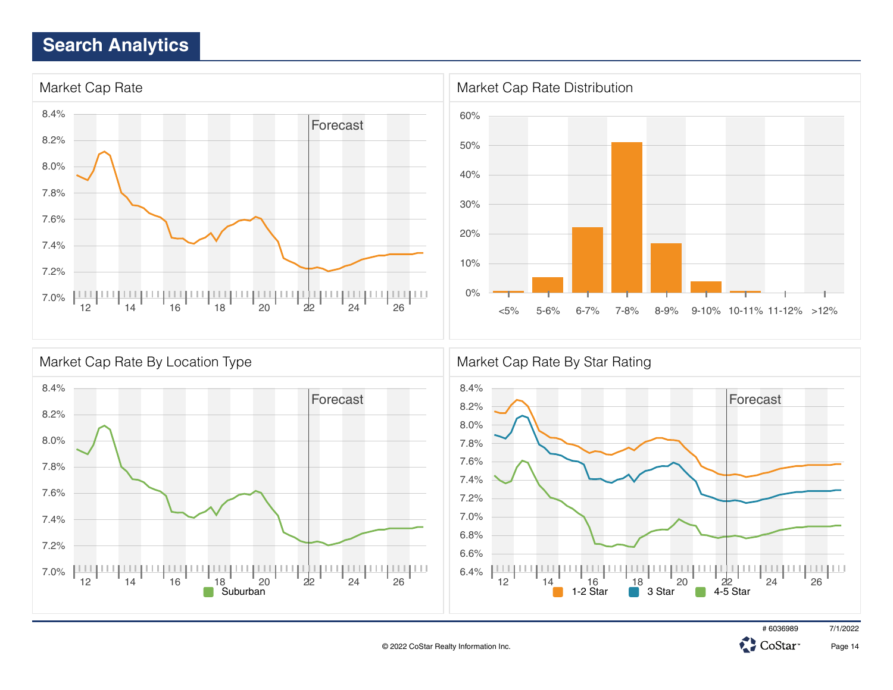# Search Analytics

## Market Cap Rate

8.4%
8.2%
8.0%
7.8%
7.6%
7.4%
7.2%
7.0%

Forecast

12 14 16 18 20 22 24 26

## Market Cap Rate Distribution

60%
50%
40%
30%
20%
10%
0%

<5% 5-6% 6-7% 7-8% 8-9% 9-10% 10-11% 11-12% >12%

## Market Cap Rate By Location Type

8.4%
8.2%
8.0%
7.8%
7.6%
7.4%
7.2%
7.0%

Forecast

12 14 16 18 20 22 24 26

Suburban

## Market Cap Rate By Star Rating

8.4%
8.2%
8.0%
7.8%
7.6%
7.4%
7.2%
7.0%
6.8%
6.6%
6.4%

Forecast

12 14 16 18 20 22 24 26

1-2 Star 3 Star 4-5 Star

# 6036989 7/1/2022

© 2022 CoStar Realty Information Inc.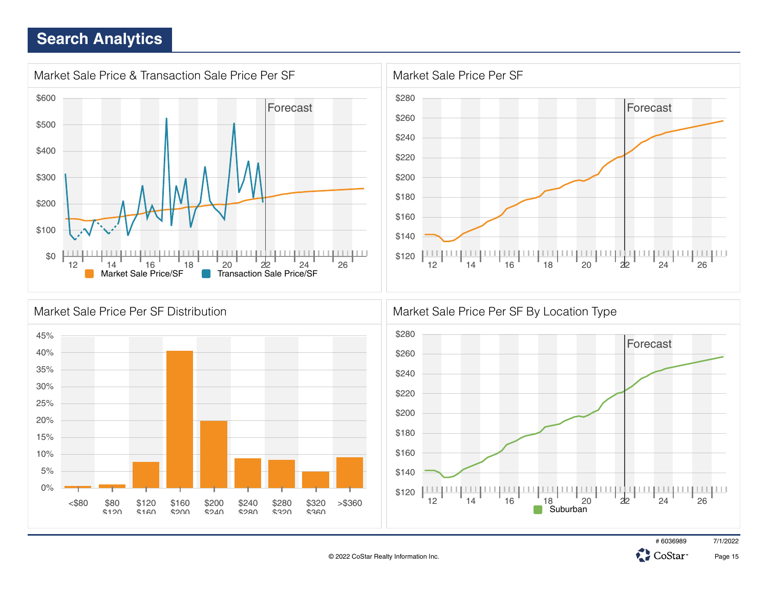# Search Analytics

## Market Sale Price & Transaction Sale Price Per SF

$600, $500, $400, $300, $200, $100, $0

Forecast

12 14 16 18 20 22 24 26

Market Sale Price/SF   Transaction Sale Price/SF

## Market Sale Price Per SF

$280, $260, $240, $220, $200, $180, $160, $140, $120

Forecast

12 14 16 18 20 22 24 26

## Market Sale Price Per SF Distribution

45%, 40%, 35%, 30%, 25%, 20%, 15%, 10%, 5%, 0%

<$80 | $80 $120 | $120 $160 | $160 $200 | $200 $240 | $240 $280 | $280 $320 | $320 $360 | >$360

## Market Sale Price Per SF By Location Type

$280, $260, $240, $220, $200, $180, $160, $140, $120

Forecast

12 14 16 18 20 22 24 26

Suburban

# 6036989   7/1/2022

© 2022 CoStar Realty Information Inc.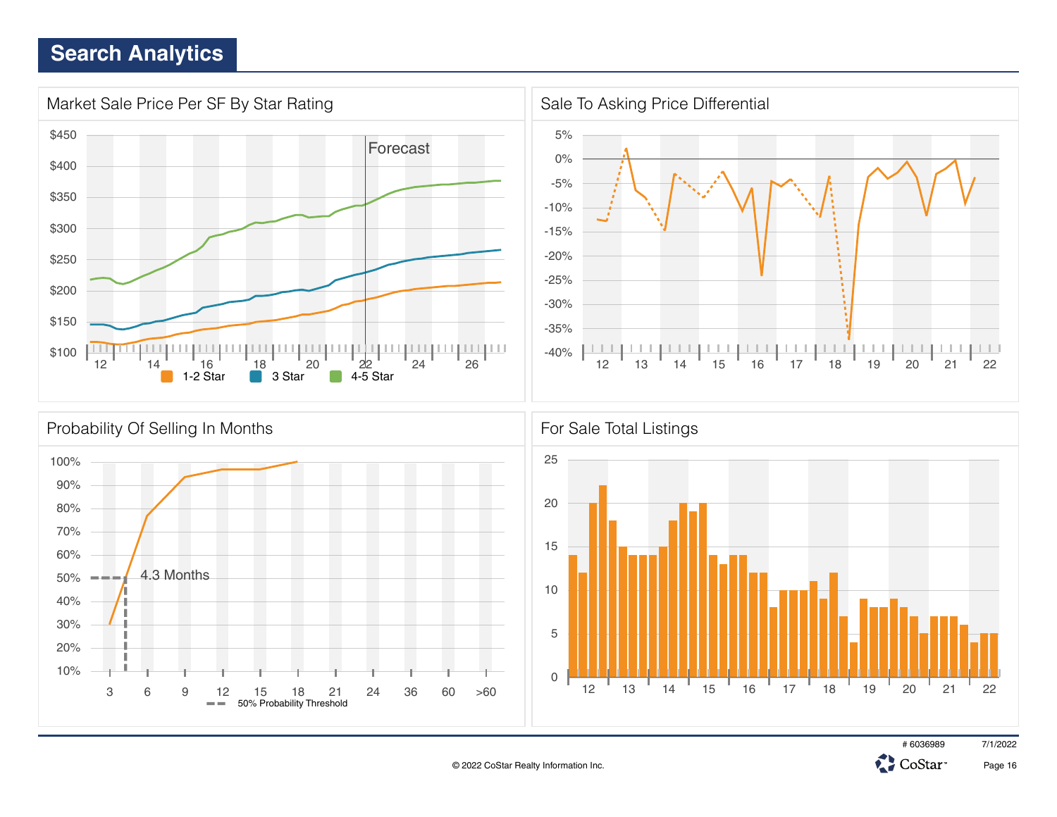# Search Analytics

## Market Sale Price Per SF By Star Rating

$450
$400
$350
$300
$250
$200
$150
$100

12 14 16 18 20 22 24 26

Forecast

1-2 Star 3 Star 4-5 Star

## Sale To Asking Price Differential

5%
0%
-5%
-10%
-15%
-20%
-25%
-30%
-35%
-40%

12 13 14 15 16 17 18 19 20 21 22

## Probability Of Selling In Months

100%
90%
80%
70%
60%
50%
40%
30%
20%
10%

3 6 9 12 15 18 21 24 36 60 >60

4.3 Months

50% Probability Threshold

## For Sale Total Listings

25
20
15
10
5
0

12 13 14 15 16 17 18 19 20 21 22

# 6036989 7/1/2022

© 2022 CoStar Realty Information Inc.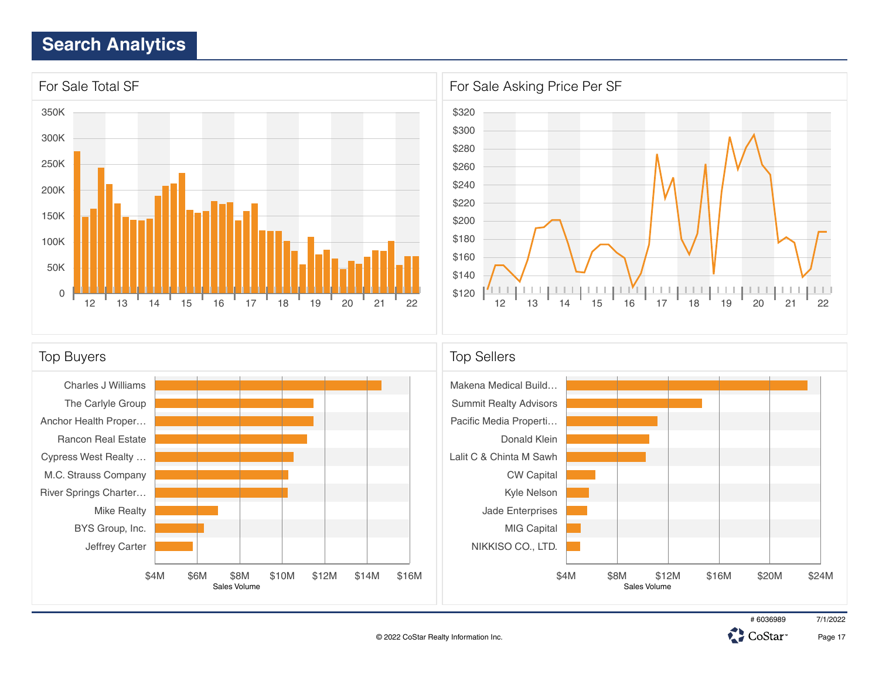# Search Analytics

## For Sale Total SF

350K
300K
250K
200K
150K
100K
50K
0

12 13 14 15 16 17 18 19 20 21 22

## For Sale Asking Price Per SF

$320
$300
$280
$260
$240
$220
$200
$180
$160
$140
$120

12 13 14 15 16 17 18 19 20 21 22

## Top Buyers

Charles J Williams
The Carlyle Group
Anchor Health Proper…
Rancon Real Estate
Cypress West Realty …
M.C. Strauss Company
River Springs Charter…
Mike Realty
BYS Group, Inc.
Jeffrey Carter

$4M $6M $8M $10M $12M $14M $16M
Sales Volume

## Top Sellers

Makena Medical Build…
Summit Realty Advisors
Pacific Media Properti…
Donald Klein
Lalit C & Chinta M Sawh
CW Capital
Kyle Nelson
Jade Enterprises
MIG Capital
NIKKISO CO., LTD.

$4M $8M $12M $16M $20M $24M
Sales Volume

# 6036989 7/1/2022

© 2022 CoStar Realty Information Inc.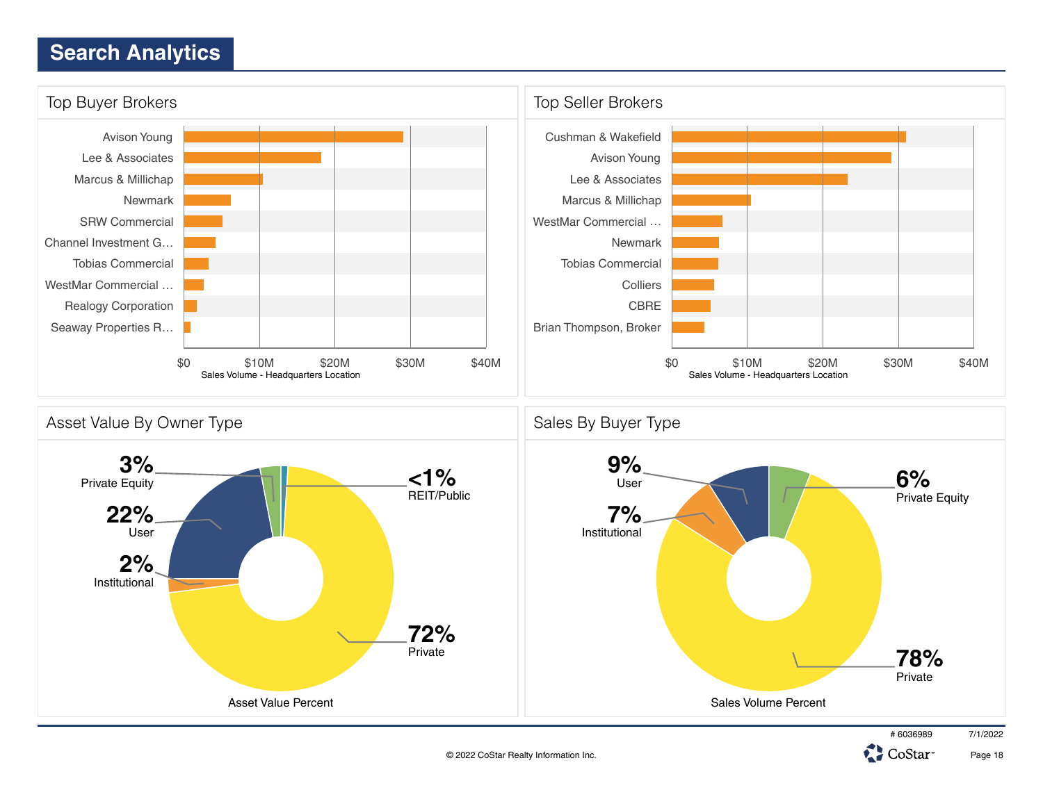# Search Analytics

## Top Buyer Brokers

- Avison Young
- Lee & Associates
- Marcus & Millichap
- Newmark
- SRW Commercial
- Channel Investment G…
- Tobias Commercial
- WestMar Commercial …
- Realogy Corporation
- Seaway Properties R…

$0 $10M $20M $30M $40M

Sales Volume - Headquarters Location

## Top Seller Brokers

- Cushman & Wakefield
- Avison Young
- Lee & Associates
- Marcus & Millichap
- WestMar Commercial …
- Newmark
- Tobias Commercial
- Colliers
- CBRE
- Brian Thompson, Broker

$0 $10M $20M $30M $40M

Sales Volume - Headquarters Location

## Asset Value By Owner Type

| Owner Type | Percent |
|---|---|
| Private Equity | 3% |
| User | 22% |
| Institutional | 2% |
| REIT/Public | <1% |
| Private | 72% |

Asset Value Percent

## Sales By Buyer Type

| Buyer Type | Percent |
|---|---|
| User | 9% |
| Institutional | 7% |
| Private Equity | 6% |
| Private | 78% |

Sales Volume Percent

# 6036989 7/1/2022

© 2022 CoStar Realty Information Inc.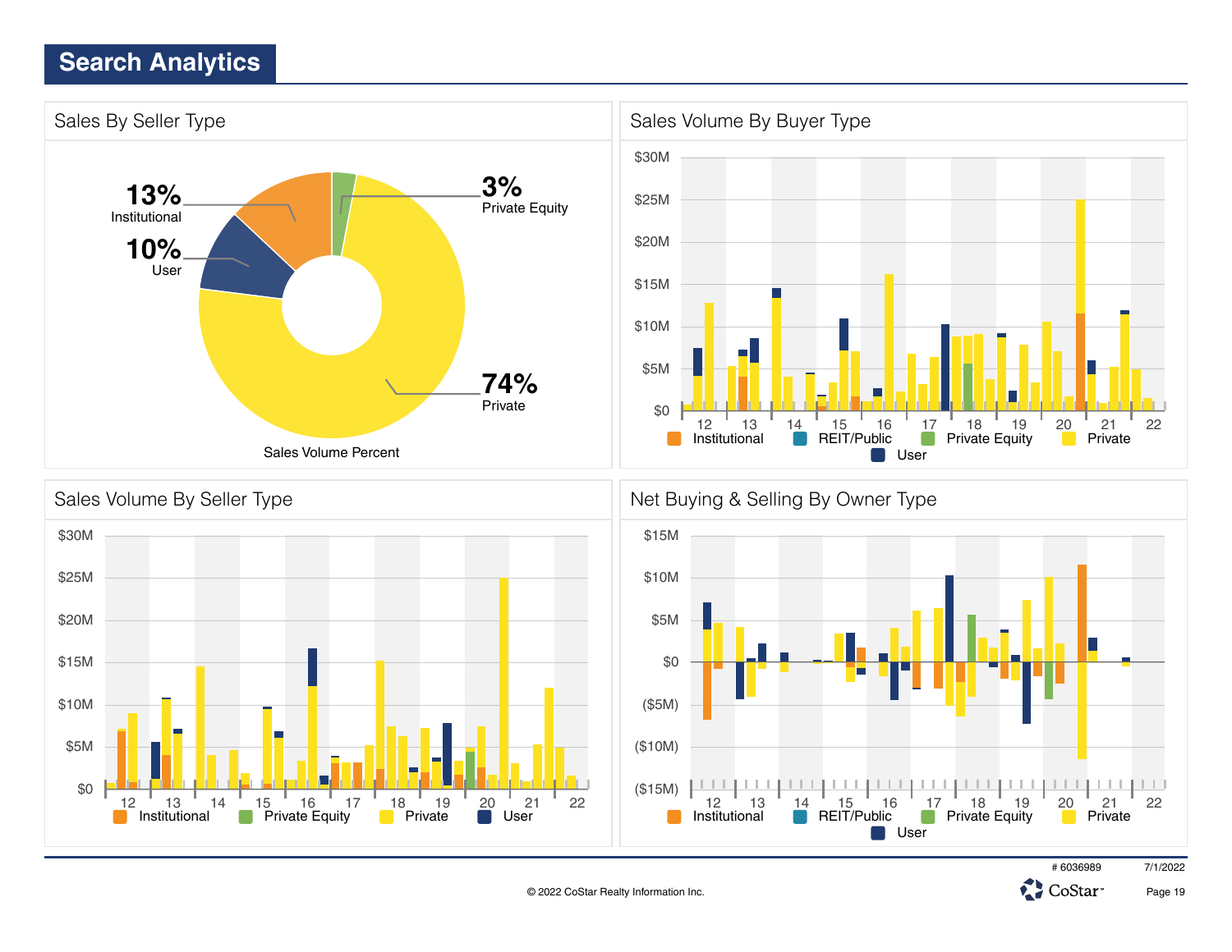# Search Analytics

## Sales By Seller Type

13% Institutional

10% User

3% Private Equity

74% Private

Sales Volume Percent

## Sales Volume By Buyer Type

$30M
$25M
$20M
$15M
$10M
$5M
$0

12 13 14 15 16 17 18 19 20 21 22

Institutional | REIT/Public | Private Equity | Private | User

## Sales Volume By Seller Type

$30M
$25M
$20M
$15M
$10M
$5M
$0

12 13 14 15 16 17 18 19 20 21 22

Institutional | Private Equity | Private | User

## Net Buying & Selling By Owner Type

$15M
$10M
$5M
$0
($5M)
($10M)
($15M)

12 13 14 15 16 17 18 19 20 21 22

Institutional | REIT/Public | Private Equity | Private | User

# 6036989 7/1/2022

© 2022 CoStar Realty Information Inc.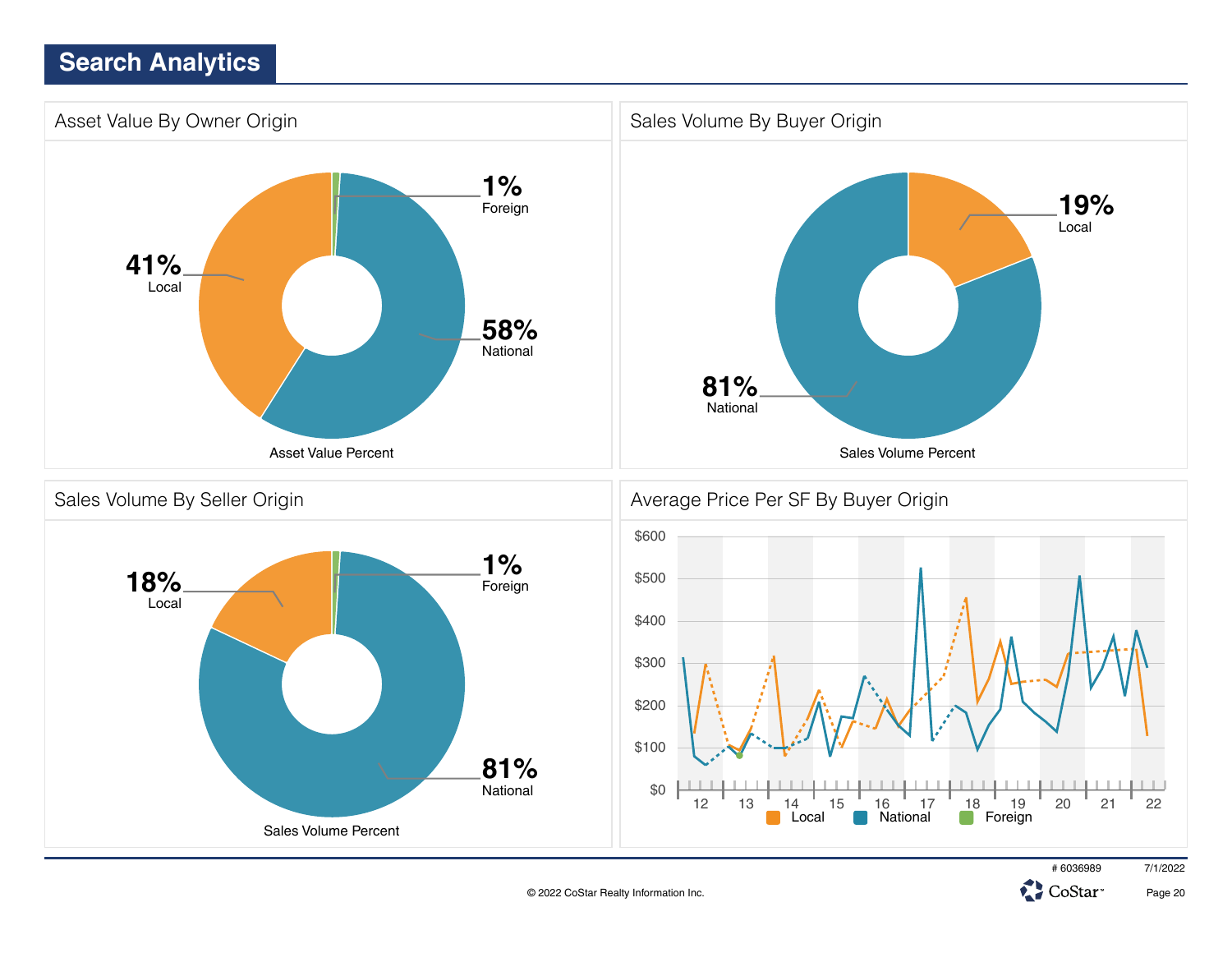# Search Analytics

## Asset Value By Owner Origin

- 1% Foreign
- 58% National
- 41% Local

Asset Value Percent

## Sales Volume By Buyer Origin

- 19% Local
- 81% National

Sales Volume Percent

## Sales Volume By Seller Origin

- 1% Foreign
- 81% National
- 18% Local

Sales Volume Percent

## Average Price Per SF By Buyer Origin

$600 $500 $400 $300 $200 $100 $0

12 13 14 15 16 17 18 19 20 21 22

Local National Foreign

© 2022 CoStar Realty Information Inc.

# 6036989 7/1/2022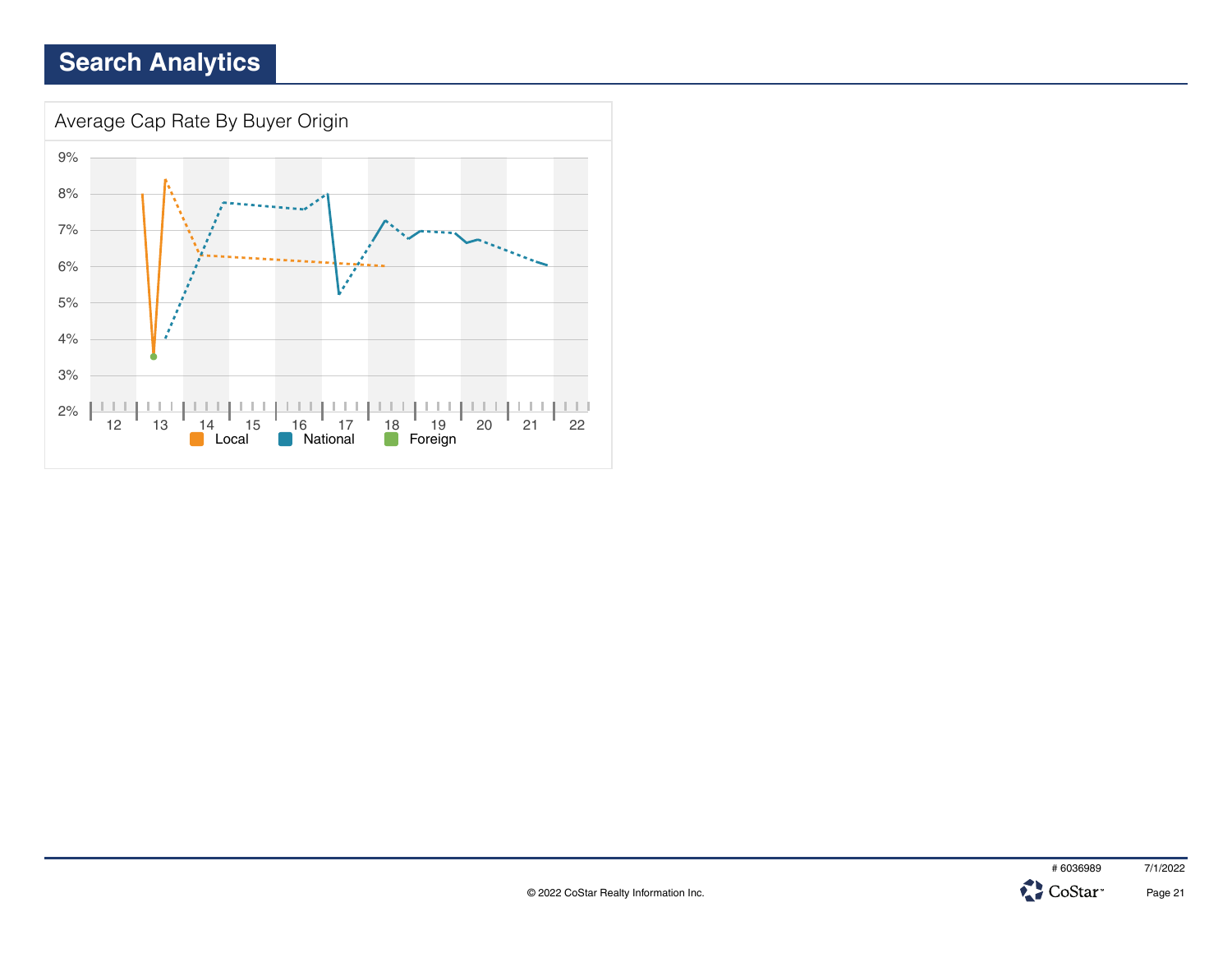# Search Analytics

Average Cap Rate By Buyer Origin

9%
8%
7%
6%
5%
4%
3%
2%

12 13 14 15 16 17 18 19 20 21 22

Local National Foreign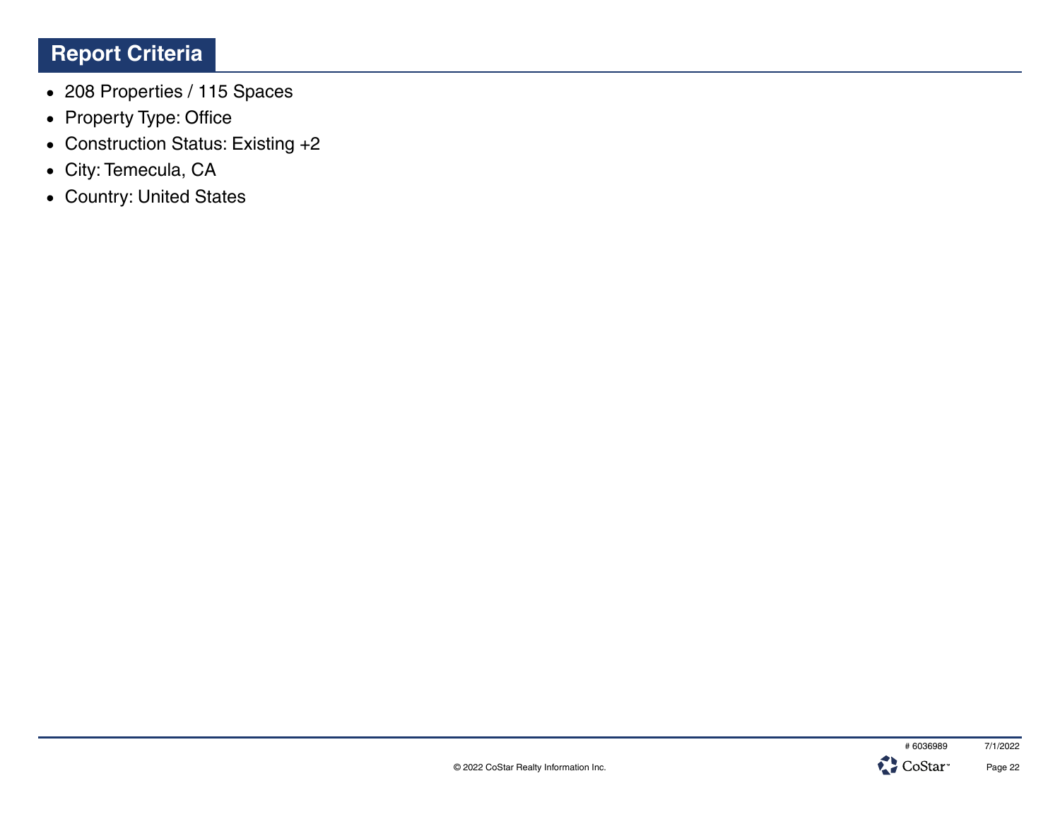## Report Criteria

- 208 Properties / 115 Spaces
- Property Type: Office
- Construction Status: Existing +2
- City: Temecula, CA
- Country: United States